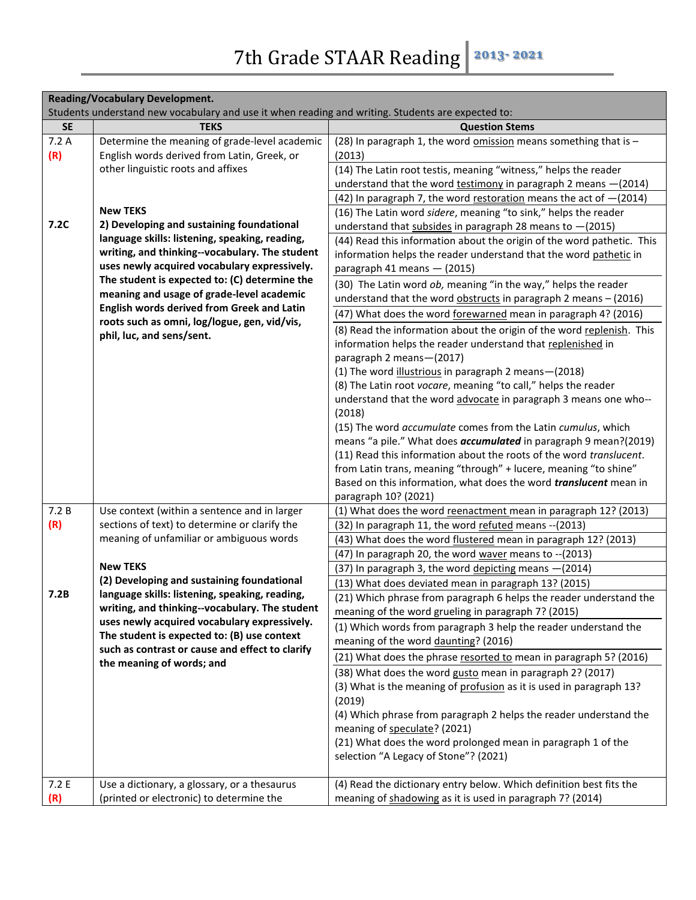# 7th Grade STAAR Reading 2013- 2021

| **Reading/Vocabulary Development.** Students understand new vocabulary and use it when reading and writing. Students are expected to: | | |
|---|---|---|
| **SE** | **TEKS** | **Question Stems** |
| 7.2 A **(R)**<br><br>**7.2C** | Determine the meaning of grade-level academic English words derived from Latin, Greek, or other linguistic roots and affixes<br><br>**New TEKS**<br>**2) Developing and sustaining foundational language skills: listening, speaking, reading, writing, and thinking--vocabulary. The student uses newly acquired vocabulary expressively. The student is expected to: (C) determine the meaning and usage of grade-level academic English words derived from Greek and Latin roots such as omni, log/logue, gen, vid/vis, phil, luc, and sens/sent.** | (28) In paragraph 1, the word omission means something that is –(2013)<br>(14) The Latin root testis, meaning "witness," helps the reader understand that the word testimony in paragraph 2 means —(2014)<br>(42) In paragraph 7, the word restoration means the act of —(2014)<br>(16) The Latin word *sidere*, meaning "to sink," helps the reader understand that subsides in paragraph 28 means to —(2015)<br>(44) Read this information about the origin of the word pathetic. This information helps the reader understand that the word pathetic in paragraph 41 means — (2015)<br>(30) The Latin word *ob,* meaning "in the way," helps the reader understand that the word obstructs in paragraph 2 means – (2016)<br>(47) What does the word forewarned mean in paragraph 4? (2016)<br>(8) Read the information about the origin of the word replenish. This information helps the reader understand that replenished in paragraph 2 means—(2017)<br>(1) The word illustrious in paragraph 2 means—(2018)<br>(8) The Latin root *vocare*, meaning "to call," helps the reader understand that the word advocate in paragraph 3 means one who--(2018)<br>(15) The word *accumulate* comes from the Latin *cumulus*, which means "a pile." What does ***accumulated*** in paragraph 9 mean?(2019)<br>(11) Read this information about the roots of the word *translucent*. from Latin trans, meaning "through" + lucere, meaning "to shine" Based on this information, what does the word ***translucent*** mean in paragraph 10? (2021) |
| 7.2 B **(R)**<br><br>**7.2B** | Use context (within a sentence and in larger sections of text) to determine or clarify the meaning of unfamiliar or ambiguous words<br><br>**New TEKS**<br>**(2) Developing and sustaining foundational language skills: listening, speaking, reading, writing, and thinking--vocabulary. The student uses newly acquired vocabulary expressively. The student is expected to: (B) use context such as contrast or cause and effect to clarify the meaning of words; and** | (1) What does the word reenactment mean in paragraph 12? (2013)<br>(32) In paragraph 11, the word refuted means --(2013)<br>(43) What does the word flustered mean in paragraph 12? (2013)<br>(47) In paragraph 20, the word waver means to --(2013)<br>(37) In paragraph 3, the word depicting means —(2014)<br>(13) What does deviated mean in paragraph 13? (2015)<br>(21) Which phrase from paragraph 6 helps the reader understand the meaning of the word grueling in paragraph 7? (2015)<br>(1) Which words from paragraph 3 help the reader understand the meaning of the word daunting? (2016)<br>(21) What does the phrase resorted to mean in paragraph 5? (2016)<br>(38) What does the word gusto mean in paragraph 2? (2017)<br>(3) What is the meaning of profusion as it is used in paragraph 13? (2019)<br>(4) Which phrase from paragraph 2 helps the reader understand the meaning of speculate? (2021)<br>(21) What does the word prolonged mean in paragraph 1 of the selection "A Legacy of Stone"? (2021) |
| 7.2 E **(R)** | Use a dictionary, a glossary, or a thesaurus (printed or electronic) to determine the | (4) Read the dictionary entry below. Which definition best fits the meaning of shadowing as it is used in paragraph 7? (2014) |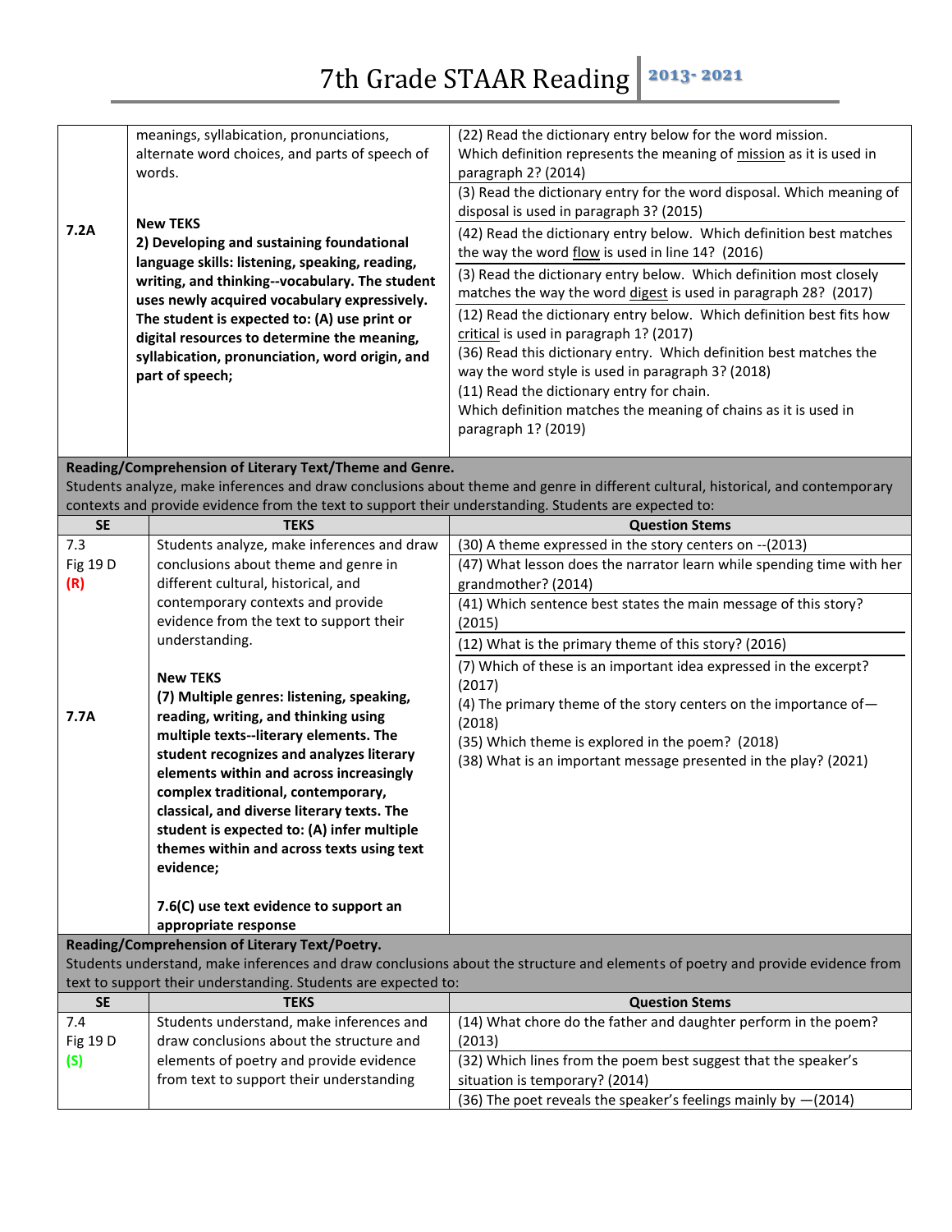| | | |
|---|---|---|
| 7.2A | meanings, syllabication, pronunciations, alternate word choices, and parts of speech of words.<br><br>**New TEKS**<br>**2) Developing and sustaining foundational language skills: listening, speaking, reading, writing, and thinking--vocabulary. The student uses newly acquired vocabulary expressively. The student is expected to: (A) use print or digital resources to determine the meaning, syllabication, pronunciation, word origin, and part of speech;** | (22) Read the dictionary entry below for the word mission. Which definition represents the meaning of <u>mission</u> as it is used in paragraph 2? (2014)<br>(3) Read the dictionary entry for the word disposal. Which meaning of disposal is used in paragraph 3? (2015)<br>(42) Read the dictionary entry below. Which definition best matches the way the word <u>flow</u> is used in line 14? (2016)<br>(3) Read the dictionary entry below. Which definition most closely matches the way the word <u>digest</u> is used in paragraph 28? (2017)<br>(12) Read the dictionary entry below. Which definition best fits how <u>critical</u> is used in paragraph 1? (2017)<br>(36) Read this dictionary entry. Which definition best matches the way the word style is used in paragraph 3? (2018)<br>(11) Read the dictionary entry for chain. Which definition matches the meaning of chains as it is used in paragraph 1? (2019) |

**Reading/Comprehension of Literary Text/Theme and Genre.**
Students analyze, make inferences and draw conclusions about theme and genre in different cultural, historical, and contemporary contexts and provide evidence from the text to support their understanding. Students are expected to:

| SE | TEKS | Question Stems |
|---|---|---|
| 7.3<br>Fig 19 D<br>(R)<br><br>7.7A | Students analyze, make inferences and draw conclusions about theme and genre in different cultural, historical, and contemporary contexts and provide evidence from the text to support their understanding.<br><br>**New TEKS**<br>**(7) Multiple genres: listening, speaking, reading, writing, and thinking using multiple texts--literary elements. The student recognizes and analyzes literary elements within and across increasingly complex traditional, contemporary, classical, and diverse literary texts. The student is expected to: (A) infer multiple themes within and across texts using text evidence;**<br><br>**7.6(C) use text evidence to support an appropriate response** | (30) A theme expressed in the story centers on --(2013)<br>(47) What lesson does the narrator learn while spending time with her grandmother? (2014)<br>(41) Which sentence best states the main message of this story? (2015)<br>(12) What is the primary theme of this story? (2016)<br>(7) Which of these is an important idea expressed in the excerpt? (2017)<br>(4) The primary theme of the story centers on the importance of— (2018)<br>(35) Which theme is explored in the poem? (2018)<br>(38) What is an important message presented in the play? (2021) |

**Reading/Comprehension of Literary Text/Poetry.**
Students understand, make inferences and draw conclusions about the structure and elements of poetry and provide evidence from text to support their understanding. Students are expected to:

| SE | TEKS | Question Stems |
|---|---|---|
| 7.4<br>Fig 19 D<br>(S) | Students understand, make inferences and draw conclusions about the structure and elements of poetry and provide evidence from text to support their understanding | (14) What chore do the father and daughter perform in the poem? (2013)<br>(32) Which lines from the poem best suggest that the speaker's situation is temporary? (2014)<br>(36) The poet reveals the speaker's feelings mainly by —(2014) |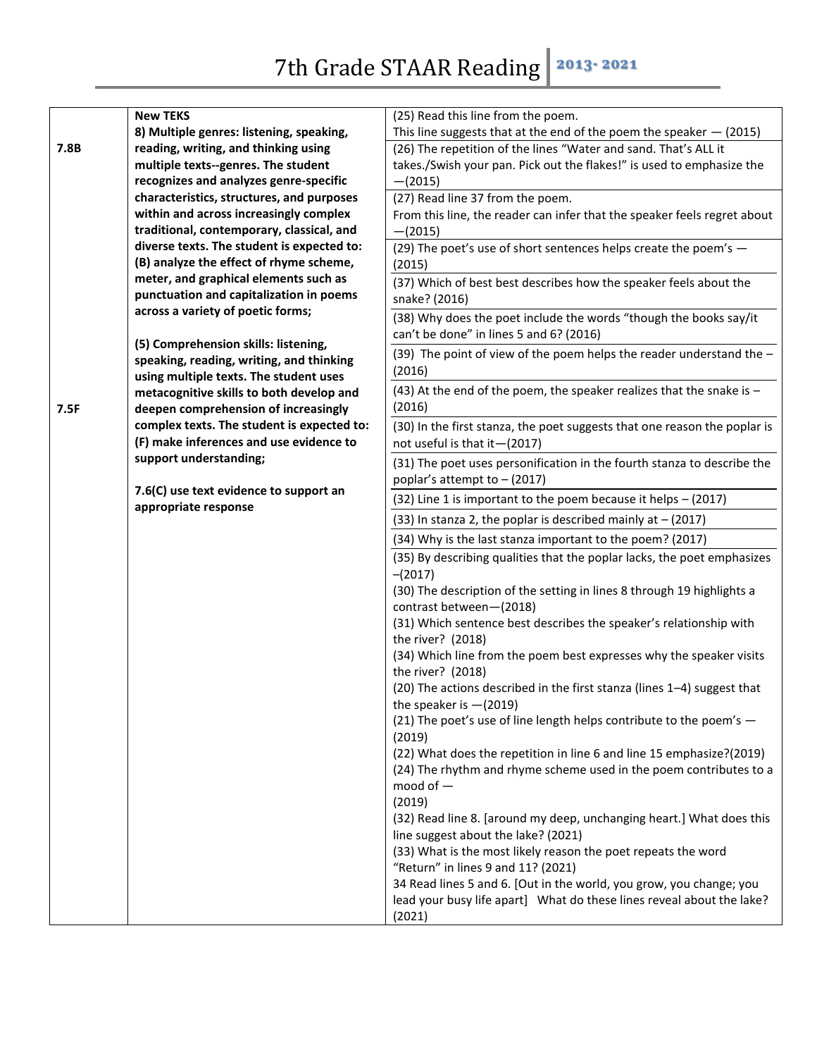# 7th Grade STAAR Reading 2013- 2021

| | | |
|---|---|---|
| 7.8B<br><br>7.5F | **New TEKS**<br>**8) Multiple genres: listening, speaking, reading, writing, and thinking using multiple texts--genres. The student recognizes and analyzes genre-specific characteristics, structures, and purposes within and across increasingly complex traditional, contemporary, classical, and diverse texts. The student is expected to: (B) analyze the effect of rhyme scheme, meter, and graphical elements such as punctuation and capitalization in poems across a variety of poetic forms;**<br><br>**(5) Comprehension skills: listening, speaking, reading, writing, and thinking using multiple texts. The student uses metacognitive skills to both develop and deepen comprehension of increasingly complex texts. The student is expected to: (F) make inferences and use evidence to support understanding;**<br><br>**7.6(C) use text evidence to support an appropriate response** | (25) Read this line from the poem.<br>This line suggests that at the end of the poem the speaker — (2015)<br>(26) The repetition of the lines "Water and sand. That's ALL it takes./Swish your pan. Pick out the flakes!" is used to emphasize the —(2015)<br>(27) Read line 37 from the poem.<br>From this line, the reader can infer that the speaker feels regret about —(2015)<br>(29) The poet's use of short sentences helps create the poem's — (2015)<br>(37) Which of best best describes how the speaker feels about the snake? (2016)<br>(38) Why does the poet include the words "though the books say/it can't be done" in lines 5 and 6? (2016)<br>(39) The point of view of the poem helps the reader understand the – (2016)<br>(43) At the end of the poem, the speaker realizes that the snake is – (2016)<br>(30) In the first stanza, the poet suggests that one reason the poplar is not useful is that it—(2017)<br>(31) The poet uses personification in the fourth stanza to describe the poplar's attempt to – (2017)<br>(32) Line 1 is important to the poem because it helps – (2017)<br>(33) In stanza 2, the poplar is described mainly at – (2017)<br>(34) Why is the last stanza important to the poem? (2017)<br>(35) By describing qualities that the poplar lacks, the poet emphasizes –(2017)<br>(30) The description of the setting in lines 8 through 19 highlights a contrast between—(2018)<br>(31) Which sentence best describes the speaker's relationship with the river? (2018)<br>(34) Which line from the poem best expresses why the speaker visits the river? (2018)<br>(20) The actions described in the first stanza (lines 1–4) suggest that the speaker is —(2019)<br>(21) The poet's use of line length helps contribute to the poem's — (2019)<br>(22) What does the repetition in line 6 and line 15 emphasize?(2019)<br>(24) The rhythm and rhyme scheme used in the poem contributes to a mood of —<br>(2019)<br>(32) Read line 8. [around my deep, unchanging heart.] What does this line suggest about the lake? (2021)<br>(33) What is the most likely reason the poet repeats the word "Return" in lines 9 and 11? (2021)<br>34 Read lines 5 and 6. [Out in the world, you grow, you change; you lead your busy life apart] What do these lines reveal about the lake? (2021) |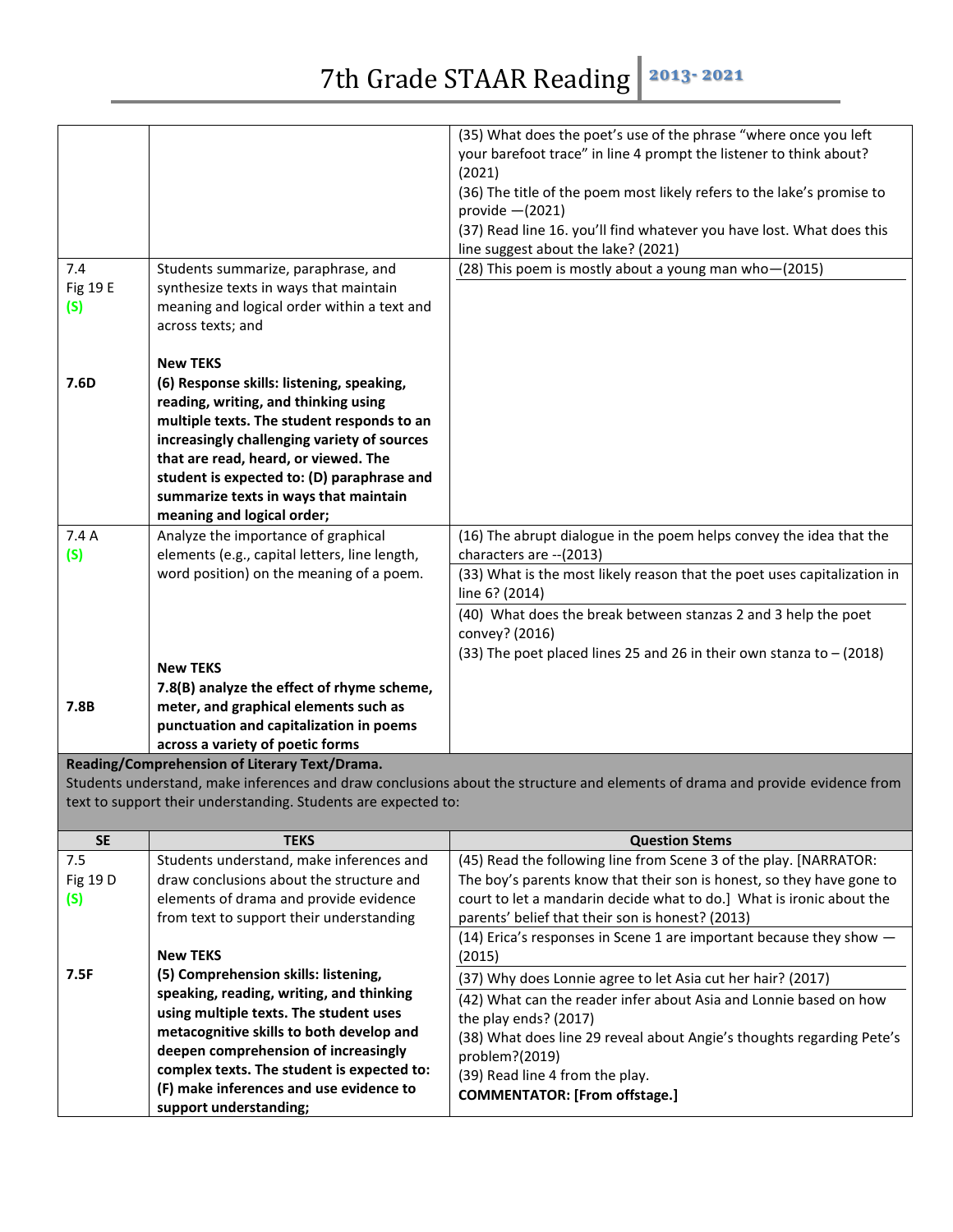| | | |
|---|---|---|
| | | (35) What does the poet's use of the phrase "where once you left your barefoot trace" in line 4 prompt the listener to think about? (2021)<br>(36) The title of the poem most likely refers to the lake's promise to provide —(2021)<br>(37) Read line 16. you'll find whatever you have lost. What does this line suggest about the lake? (2021) |
| 7.4<br>Fig 19 E<br>(S)<br><br><br>**7.6D** | Students summarize, paraphrase, and synthesize texts in ways that maintain meaning and logical order within a text and across texts; and<br><br>**New TEKS**<br>**(6) Response skills: listening, speaking, reading, writing, and thinking using multiple texts. The student responds to an increasingly challenging variety of sources that are read, heard, or viewed. The student is expected to: (D) paraphrase and summarize texts in ways that maintain meaning and logical order;** | (28) This poem is mostly about a young man who—(2015) |
| 7.4 A<br>(S)<br><br><br><br><br><br>**7.8B** | Analyze the importance of graphical elements (e.g., capital letters, line length, word position) on the meaning of a poem.<br><br>**New TEKS**<br>**7.8(B) analyze the effect of rhyme scheme, meter, and graphical elements such as punctuation and capitalization in poems across a variety of poetic forms** | (16) The abrupt dialogue in the poem helps convey the idea that the characters are --(2013)<br>(33) What is the most likely reason that the poet uses capitalization in line 6? (2014)<br>(40) What does the break between stanzas 2 and 3 help the poet convey? (2016)<br>(33) The poet placed lines 25 and 26 in their own stanza to – (2018) |

**Reading/Comprehension of Literary Text/Drama.**
Students understand, make inferences and draw conclusions about the structure and elements of drama and provide evidence from text to support their understanding. Students are expected to:

| SE | TEKS | Question Stems |
|---|---|---|
| 7.5<br>Fig 19 D<br>(S)<br><br><br>**7.5F** | Students understand, make inferences and draw conclusions about the structure and elements of drama and provide evidence from text to support their understanding<br><br>**New TEKS**<br>**(5) Comprehension skills: listening, speaking, reading, writing, and thinking using multiple texts. The student uses metacognitive skills to both develop and deepen comprehension of increasingly complex texts. The student is expected to: (F) make inferences and use evidence to support understanding;** | (45) Read the following line from Scene 3 of the play. [NARRATOR: The boy's parents know that their son is honest, so they have gone to court to let a mandarin decide what to do.] What is ironic about the parents' belief that their son is honest? (2013)<br>(14) Erica's responses in Scene 1 are important because they show —(2015)<br>(37) Why does Lonnie agree to let Asia cut her hair? (2017)<br>(42) What can the reader infer about Asia and Lonnie based on how the play ends? (2017)<br>(38) What does line 29 reveal about Angie's thoughts regarding Pete's problem?(2019)<br>(39) Read line 4 from the play.<br>**COMMENTATOR: [From offstage.]** |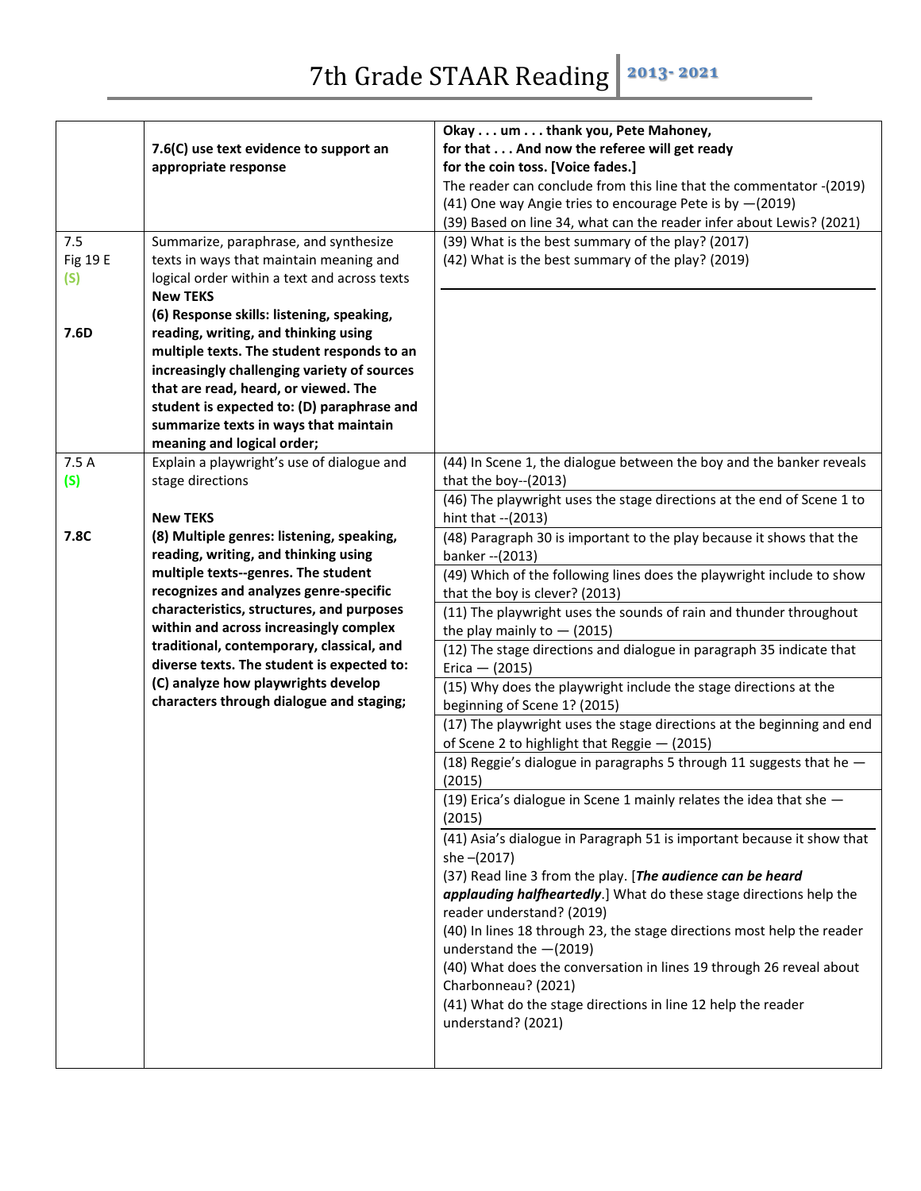# 7th Grade STAAR Reading 2013- 2021

| | | |
|---|---|---|
| | **7.6(C) use text evidence to support an appropriate response** | **Okay . . . um . . . thank you, Pete Mahoney, for that . . . And now the referee will get ready for the coin toss. [Voice fades.]**<br>The reader can conclude from this line that the commentator -(2019)<br>(41) One way Angie tries to encourage Pete is by —(2019)<br>(39) Based on line 34, what can the reader infer about Lewis? (2021) |
| 7.5<br>Fig 19 E<br>(S)<br><br>7.6D | Summarize, paraphrase, and synthesize texts in ways that maintain meaning and logical order within a text and across texts<br>**New TEKS**<br>**(6) Response skills: listening, speaking, reading, writing, and thinking using multiple texts. The student responds to an increasingly challenging variety of sources that are read, heard, or viewed. The student is expected to: (D) paraphrase and summarize texts in ways that maintain meaning and logical order;** | (39) What is the best summary of the play? (2017)<br>(42) What is the best summary of the play? (2019) |
| 7.5 A<br>(S)<br><br>7.8C | Explain a playwright's use of dialogue and stage directions<br><br>**New TEKS**<br>**(8) Multiple genres: listening, speaking, reading, writing, and thinking using multiple texts--genres. The student recognizes and analyzes genre-specific characteristics, structures, and purposes within and across increasingly complex traditional, contemporary, classical, and diverse texts. The student is expected to: (C) analyze how playwrights develop characters through dialogue and staging;** | (44) In Scene 1, the dialogue between the boy and the banker reveals that the boy--(2013)<br>(46) The playwright uses the stage directions at the end of Scene 1 to hint that --(2013)<br>(48) Paragraph 30 is important to the play because it shows that the banker --(2013)<br>(49) Which of the following lines does the playwright include to show that the boy is clever? (2013)<br>(11) The playwright uses the sounds of rain and thunder throughout the play mainly to — (2015)<br>(12) The stage directions and dialogue in paragraph 35 indicate that Erica — (2015)<br>(15) Why does the playwright include the stage directions at the beginning of Scene 1? (2015)<br>(17) The playwright uses the stage directions at the beginning and end of Scene 2 to highlight that Reggie — (2015)<br>(18) Reggie's dialogue in paragraphs 5 through 11 suggests that he — (2015)<br>(19) Erica's dialogue in Scene 1 mainly relates the idea that she — (2015)<br>(41) Asia's dialogue in Paragraph 51 is important because it show that she –(2017)<br>(37) Read line 3 from the play. [***The audience can be heard applauding halfheartedly***.] What do these stage directions help the reader understand? (2019)<br>(40) In lines 18 through 23, the stage directions most help the reader understand the —(2019)<br>(40) What does the conversation in lines 19 through 26 reveal about Charbonneau? (2021)<br>(41) What do the stage directions in line 12 help the reader understand? (2021) |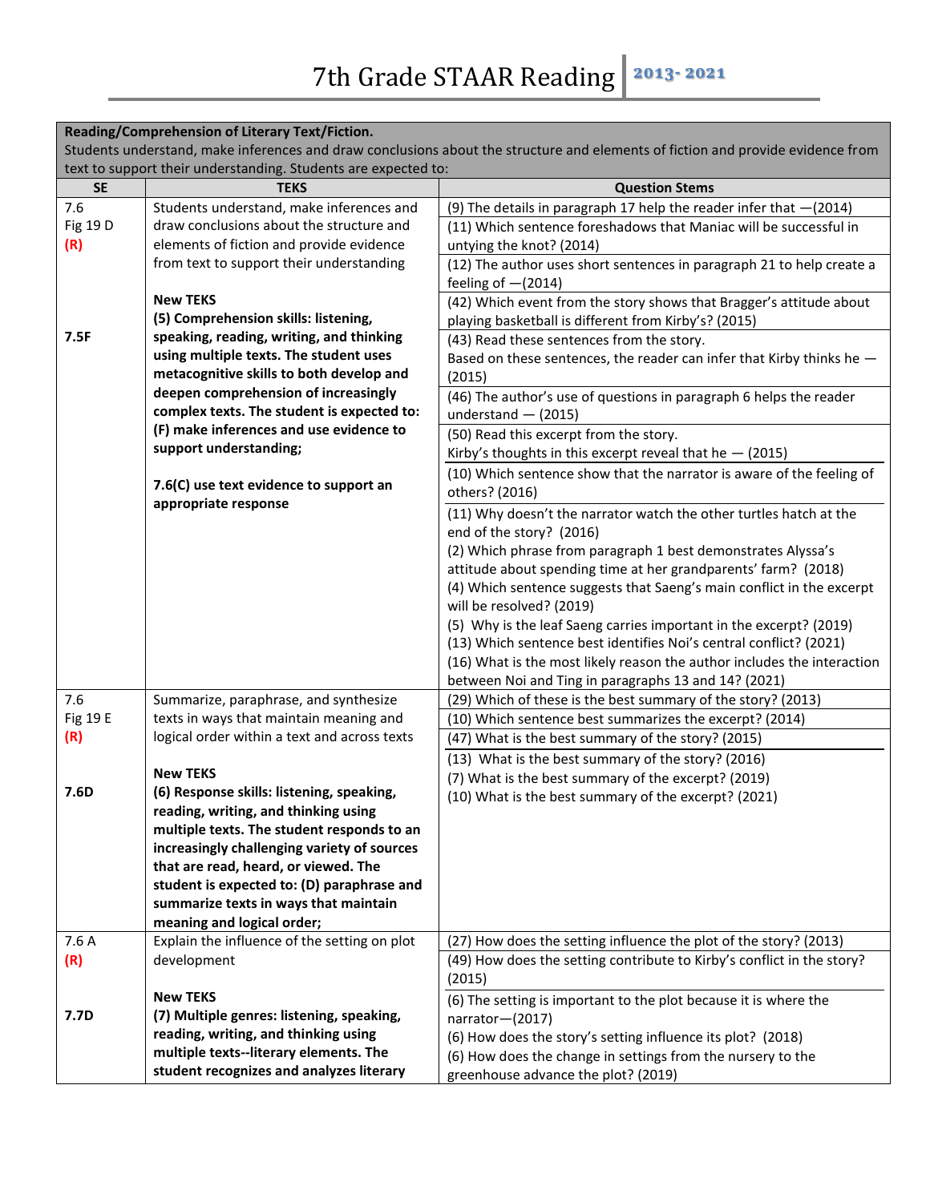# 7th Grade STAAR Reading 2013- 2021

| Reading/Comprehension of Literary Text/Fiction. Students understand, make inferences and draw conclusions about the structure and elements of fiction and provide evidence from text to support their understanding. Students are expected to: | | |
|---|---|---|
| **SE** | **TEKS** | **Question Stems** |
| 7.6 Fig 19 D **(R)** <br><br> **7.5F** | Students understand, make inferences and draw conclusions about the structure and elements of fiction and provide evidence from text to support their understanding <br><br> **New TEKS** <br> **(5) Comprehension skills: listening, speaking, reading, writing, and thinking using multiple texts. The student uses metacognitive skills to both develop and deepen comprehension of increasingly complex texts. The student is expected to: (F) make inferences and use evidence to support understanding;** <br><br> **7.6(C) use text evidence to support an appropriate response** | (9) The details in paragraph 17 help the reader infer that —(2014) <br> (11) Which sentence foreshadows that Maniac will be successful in untying the knot? (2014) <br> (12) The author uses short sentences in paragraph 21 to help create a feeling of —(2014) <br> (42) Which event from the story shows that Bragger's attitude about playing basketball is different from Kirby's? (2015) <br> (43) Read these sentences from the story. Based on these sentences, the reader can infer that Kirby thinks he — (2015) <br> (46) The author's use of questions in paragraph 6 helps the reader understand — (2015) <br> (50) Read this excerpt from the story. Kirby's thoughts in this excerpt reveal that he — (2015) <br> (10) Which sentence show that the narrator is aware of the feeling of others? (2016) <br> (11) Why doesn't the narrator watch the other turtles hatch at the end of the story? (2016) <br> (2) Which phrase from paragraph 1 best demonstrates Alyssa's attitude about spending time at her grandparents' farm? (2018) <br> (4) Which sentence suggests that Saeng's main conflict in the excerpt will be resolved? (2019) <br> (5) Why is the leaf Saeng carries important in the excerpt? (2019) <br> (13) Which sentence best identifies Noi's central conflict? (2021) <br> (16) What is the most likely reason the author includes the interaction between Noi and Ting in paragraphs 13 and 14? (2021) |
| 7.6 Fig 19 E **(R)** <br><br> **7.6D** | Summarize, paraphrase, and synthesize texts in ways that maintain meaning and logical order within a text and across texts <br><br> **New TEKS** <br> **(6) Response skills: listening, speaking, reading, writing, and thinking using multiple texts. The student responds to an increasingly challenging variety of sources that are read, heard, or viewed. The student is expected to: (D) paraphrase and summarize texts in ways that maintain meaning and logical order;** | (29) Which of these is the best summary of the story? (2013) <br> (10) Which sentence best summarizes the excerpt? (2014) <br> (47) What is the best summary of the story? (2015) <br> (13) What is the best summary of the story? (2016) <br> (7) What is the best summary of the excerpt? (2019) <br> (10) What is the best summary of the excerpt? (2021) |
| 7.6 A **(R)** <br><br> **7.7D** | Explain the influence of the setting on plot development <br><br> **New TEKS** <br> **(7) Multiple genres: listening, speaking, reading, writing, and thinking using multiple texts--literary elements. The student recognizes and analyzes literary** | (27) How does the setting influence the plot of the story? (2013) <br> (49) How does the setting contribute to Kirby's conflict in the story? (2015) <br> (6) The setting is important to the plot because it is where the narrator—(2017) <br> (6) How does the story's setting influence its plot? (2018) <br> (6) How does the change in settings from the nursery to the greenhouse advance the plot? (2019) |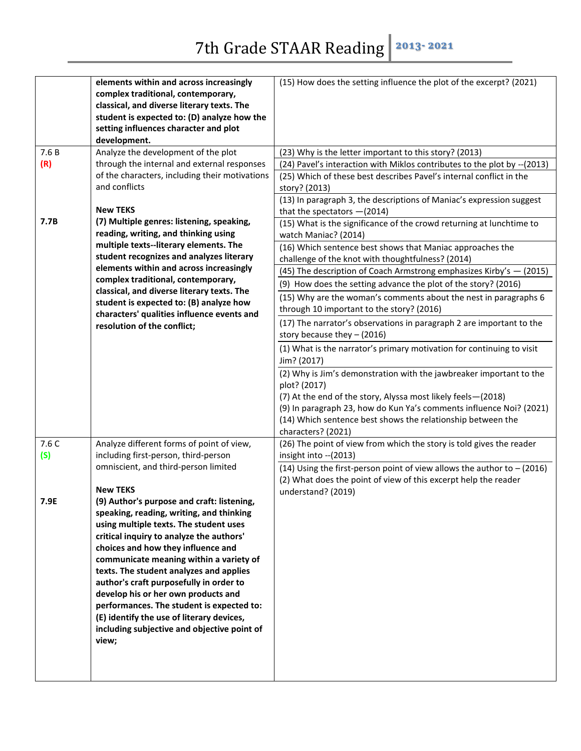# 7th Grade STAAR Reading 2013-2021

| | | |
|---|---|---|
| | **elements within and across increasingly complex traditional, contemporary, classical, and diverse literary texts. The student is expected to: (D) analyze how the setting influences character and plot development.** | (15) How does the setting influence the plot of the excerpt? (2021) |
| 7.6 B<br>**(R)**<br><br><br><br>**7.7B** | Analyze the development of the plot through the internal and external responses of the characters, including their motivations and conflicts<br><br>**New TEKS**<br>**(7) Multiple genres: listening, speaking, reading, writing, and thinking using multiple texts--literary elements. The student recognizes and analyzes literary elements within and across increasingly complex traditional, contemporary, classical, and diverse literary texts. The student is expected to: (B) analyze how characters' qualities influence events and resolution of the conflict;** | (23) Why is the letter important to this story? (2013)<br>(24) Pavel's interaction with Miklos contributes to the plot by --(2013)<br>(25) Which of these best describes Pavel's internal conflict in the story? (2013)<br>(13) In paragraph 3, the descriptions of Maniac's expression suggest that the spectators —(2014)<br>(15) What is the significance of the crowd returning at lunchtime to watch Maniac? (2014)<br>(16) Which sentence best shows that Maniac approaches the challenge of the knot with thoughtfulness? (2014)<br>(45) The description of Coach Armstrong emphasizes Kirby's — (2015)<br>(9) How does the setting advance the plot of the story? (2016)<br>(15) Why are the woman's comments about the nest in paragraphs 6 through 10 important to the story? (2016)<br>(17) The narrator's observations in paragraph 2 are important to the story because they – (2016)<br>(1) What is the narrator's primary motivation for continuing to visit Jim? (2017)<br>(2) Why is Jim's demonstration with the jawbreaker important to the plot? (2017)<br>(7) At the end of the story, Alyssa most likely feels—(2018)<br>(9) In paragraph 23, how do Kun Ya's comments influence Noi? (2021)<br>(14) Which sentence best shows the relationship between the characters? (2021) |
| 7.6 C<br>**(S)**<br><br><br>**7.9E** | Analyze different forms of point of view, including first-person, third-person omniscient, and third-person limited<br><br>**New TEKS**<br>**(9) Author's purpose and craft: listening, speaking, reading, writing, and thinking using multiple texts. The student uses critical inquiry to analyze the authors' choices and how they influence and communicate meaning within a variety of texts. The student analyzes and applies author's craft purposefully in order to develop his or her own products and performances. The student is expected to: (E) identify the use of literary devices, including subjective and objective point of view;** | (26) The point of view from which the story is told gives the reader insight into --(2013)<br>(14) Using the first-person point of view allows the author to – (2016)<br>(2) What does the point of view of this excerpt help the reader understand? (2019) |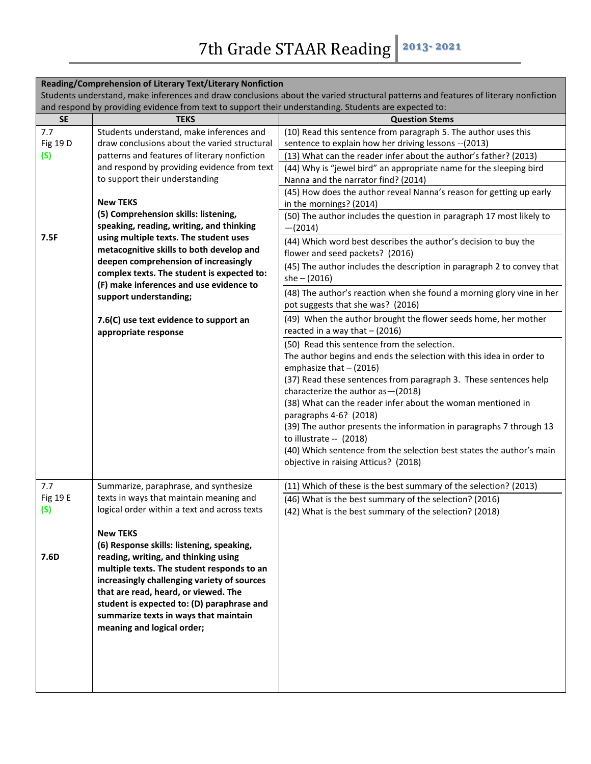# 7th Grade STAAR Reading 2013- 2021

| Reading/Comprehension of Literary Text/Literary Nonfiction<br>Students understand, make inferences and draw conclusions about the varied structural patterns and features of literary nonfiction and respond by providing evidence from text to support their understanding. Students are expected to: | | |
|---|---|---|
| **SE** | **TEKS** | **Question Stems** |
| 7.7<br>Fig 19 D<br>**(S)**<br><br>**7.5F** | Students understand, make inferences and draw conclusions about the varied structural patterns and features of literary nonfiction and respond by providing evidence from text to support their understanding<br><br>**New TEKS**<br>**(5) Comprehension skills: listening, speaking, reading, writing, and thinking using multiple texts. The student uses metacognitive skills to both develop and deepen comprehension of increasingly complex texts. The student is expected to: (F) make inferences and use evidence to support understanding;**<br><br>**7.6(C) use text evidence to support an appropriate response** | (10) Read this sentence from paragraph 5. The author uses this sentence to explain how her driving lessons --(2013)<br>(13) What can the reader infer about the author's father? (2013)<br>(44) Why is "jewel bird" an appropriate name for the sleeping bird Nanna and the narrator find? (2014)<br>(45) How does the author reveal Nanna's reason for getting up early in the mornings? (2014)<br>(50) The author includes the question in paragraph 17 most likely to —(2014)<br>(44) Which word best describes the author's decision to buy the flower and seed packets? (2016)<br>(45) The author includes the description in paragraph 2 to convey that she – (2016)<br>(48) The author's reaction when she found a morning glory vine in her pot suggests that she was? (2016)<br>(49) When the author brought the flower seeds home, her mother reacted in a way that – (2016)<br>(50) Read this sentence from the selection. The author begins and ends the selection with this idea in order to emphasize that – (2016)<br>(37) Read these sentences from paragraph 3. These sentences help characterize the author as—(2018)<br>(38) What can the reader infer about the woman mentioned in paragraphs 4-6? (2018)<br>(39) The author presents the information in paragraphs 7 through 13 to illustrate -- (2018)<br>(40) Which sentence from the selection best states the author's main objective in raising Atticus? (2018) |
| 7.7<br>Fig 19 E<br>**(S)**<br><br>**7.6D** | Summarize, paraphrase, and synthesize texts in ways that maintain meaning and logical order within a text and across texts<br><br>**New TEKS**<br>**(6) Response skills: listening, speaking, reading, writing, and thinking using multiple texts. The student responds to an increasingly challenging variety of sources that are read, heard, or viewed. The student is expected to: (D) paraphrase and summarize texts in ways that maintain meaning and logical order;** | (11) Which of these is the best summary of the selection? (2013)<br>(46) What is the best summary of the selection? (2016)<br>(42) What is the best summary of the selection? (2018) |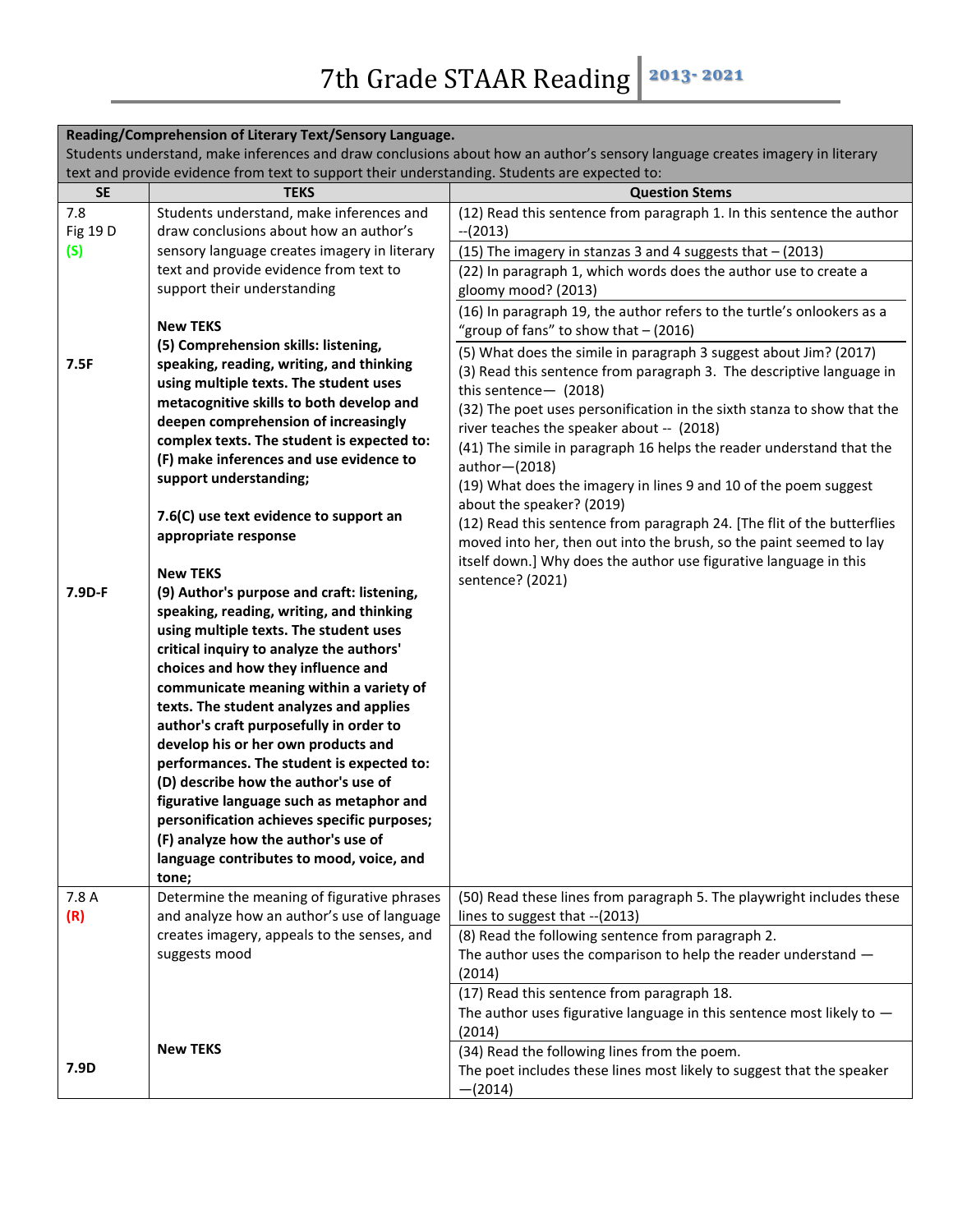# 7th Grade STAAR Reading 2013- 2021

| Reading/Comprehension of Literary Text/Sensory Language. Students understand, make inferences and draw conclusions about how an author's sensory language creates imagery in literary text and provide evidence from text to support their understanding. Students are expected to: | | |
|---|---|---|
| **SE** | **TEKS** | **Question Stems** |
| 7.8 Fig 19 D (S)<br><br>7.5F<br><br>7.9D-F | Students understand, make inferences and draw conclusions about how an author's sensory language creates imagery in literary text and provide evidence from text to support their understanding<br><br>**New TEKS**<br>**(5) Comprehension skills: listening, speaking, reading, writing, and thinking using multiple texts. The student uses metacognitive skills to both develop and deepen comprehension of increasingly complex texts. The student is expected to: (F) make inferences and use evidence to support understanding;**<br><br>**7.6(C) use text evidence to support an appropriate response**<br><br>**New TEKS**<br>**(9) Author's purpose and craft: listening, speaking, reading, writing, and thinking using multiple texts. The student uses critical inquiry to analyze the authors' choices and how they influence and communicate meaning within a variety of texts. The student analyzes and applies author's craft purposefully in order to develop his or her own products and performances. The student is expected to: (D) describe how the author's use of figurative language such as metaphor and personification achieves specific purposes; (F) analyze how the author's use of language contributes to mood, voice, and tone;** | (12) Read this sentence from paragraph 1. In this sentence the author --(2013)<br>(15) The imagery in stanzas 3 and 4 suggests that – (2013)<br>(22) In paragraph 1, which words does the author use to create a gloomy mood? (2013)<br>(16) In paragraph 19, the author refers to the turtle's onlookers as a "group of fans" to show that – (2016)<br>(5) What does the simile in paragraph 3 suggest about Jim? (2017)<br>(3) Read this sentence from paragraph 3. The descriptive language in this sentence— (2018)<br>(32) The poet uses personification in the sixth stanza to show that the river teaches the speaker about -- (2018)<br>(41) The simile in paragraph 16 helps the reader understand that the author—(2018)<br>(19) What does the imagery in lines 9 and 10 of the poem suggest about the speaker? (2019)<br>(12) Read this sentence from paragraph 24. [The flit of the butterflies moved into her, then out into the brush, so the paint seemed to lay itself down.] Why does the author use figurative language in this sentence? (2021) |
| 7.8 A (R)<br><br>7.9D | Determine the meaning of figurative phrases and analyze how an author's use of language creates imagery, appeals to the senses, and suggests mood<br><br>**New TEKS** | (50) Read these lines from paragraph 5. The playwright includes these lines to suggest that --(2013)<br>(8) Read the following sentence from paragraph 2. The author uses the comparison to help the reader understand —(2014)<br>(17) Read this sentence from paragraph 18. The author uses figurative language in this sentence most likely to —(2014)<br>(34) Read the following lines from the poem. The poet includes these lines most likely to suggest that the speaker —(2014) |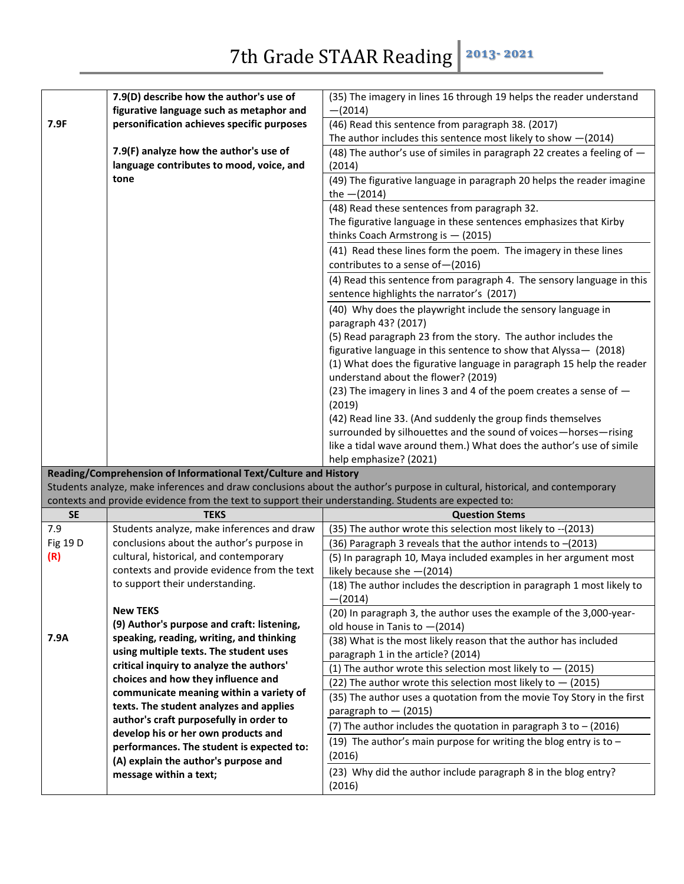# 7th Grade STAAR Reading 2013- 2021

| | | |
|---|---|---|
| 7.9F | **7.9(D) describe how the author's use of figurative language such as metaphor and personification achieves specific purposes**<br><br>**7.9(F) analyze how the author's use of language contributes to mood, voice, and tone** | (35) The imagery in lines 16 through 19 helps the reader understand —(2014) |
| | | (46) Read this sentence from paragraph 38. (2017)<br>The author includes this sentence most likely to show —(2014) |
| | | (48) The author's use of similes in paragraph 22 creates a feeling of —(2014) |
| | | (49) The figurative language in paragraph 20 helps the reader imagine the —(2014) |
| | | (48) Read these sentences from paragraph 32.<br>The figurative language in these sentences emphasizes that Kirby thinks Coach Armstrong is — (2015) |
| | | (41) Read these lines form the poem. The imagery in these lines contributes to a sense of—(2016) |
| | | (4) Read this sentence from paragraph 4. The sensory language in this sentence highlights the narrator's (2017) |
| | | (40) Why does the playwright include the sensory language in paragraph 43? (2017)<br>(5) Read paragraph 23 from the story. The author includes the figurative language in this sentence to show that Alyssa— (2018)<br>(1) What does the figurative language in paragraph 15 help the reader understand about the flower? (2019)<br>(23) The imagery in lines 3 and 4 of the poem creates a sense of —(2019)<br>(42) Read line 33. (And suddenly the group finds themselves surrounded by silhouettes and the sound of voices—horses—rising like a tidal wave around them.) What does the author's use of simile help emphasize? (2021) |

**Reading/Comprehension of Informational Text/Culture and History**
Students analyze, make inferences and draw conclusions about the author's purpose in cultural, historical, and contemporary contexts and provide evidence from the text to support their understanding. Students are expected to:

| SE | TEKS | Question Stems |
|---|---|---|
| 7.9<br>Fig 19 D<br>**(R)**<br><br><br><br><br>7.9A | Students analyze, make inferences and draw conclusions about the author's purpose in cultural, historical, and contemporary contexts and provide evidence from the text to support their understanding.<br><br>**New TEKS**<br>**(9) Author's purpose and craft: listening, speaking, reading, writing, and thinking using multiple texts. The student uses critical inquiry to analyze the authors' choices and how they influence and communicate meaning within a variety of texts. The student analyzes and applies author's craft purposefully in order to develop his or her own products and performances. The student is expected to: (A) explain the author's purpose and message within a text;** | (35) The author wrote this selection most likely to --(2013) |
| | | (36) Paragraph 3 reveals that the author intends to –(2013) |
| | | (5) In paragraph 10, Maya included examples in her argument most likely because she —(2014) |
| | | (18) The author includes the description in paragraph 1 most likely to —(2014) |
| | | (20) In paragraph 3, the author uses the example of the 3,000-year-old house in Tanis to —(2014) |
| | | (38) What is the most likely reason that the author has included paragraph 1 in the article? (2014) |
| | | (1) The author wrote this selection most likely to — (2015) |
| | | (22) The author wrote this selection most likely to — (2015) |
| | | (35) The author uses a quotation from the movie Toy Story in the first paragraph to — (2015) |
| | | (7) The author includes the quotation in paragraph 3 to – (2016) |
| | | (19) The author's main purpose for writing the blog entry is to – (2016) |
| | | (23) Why did the author include paragraph 8 in the blog entry? (2016) |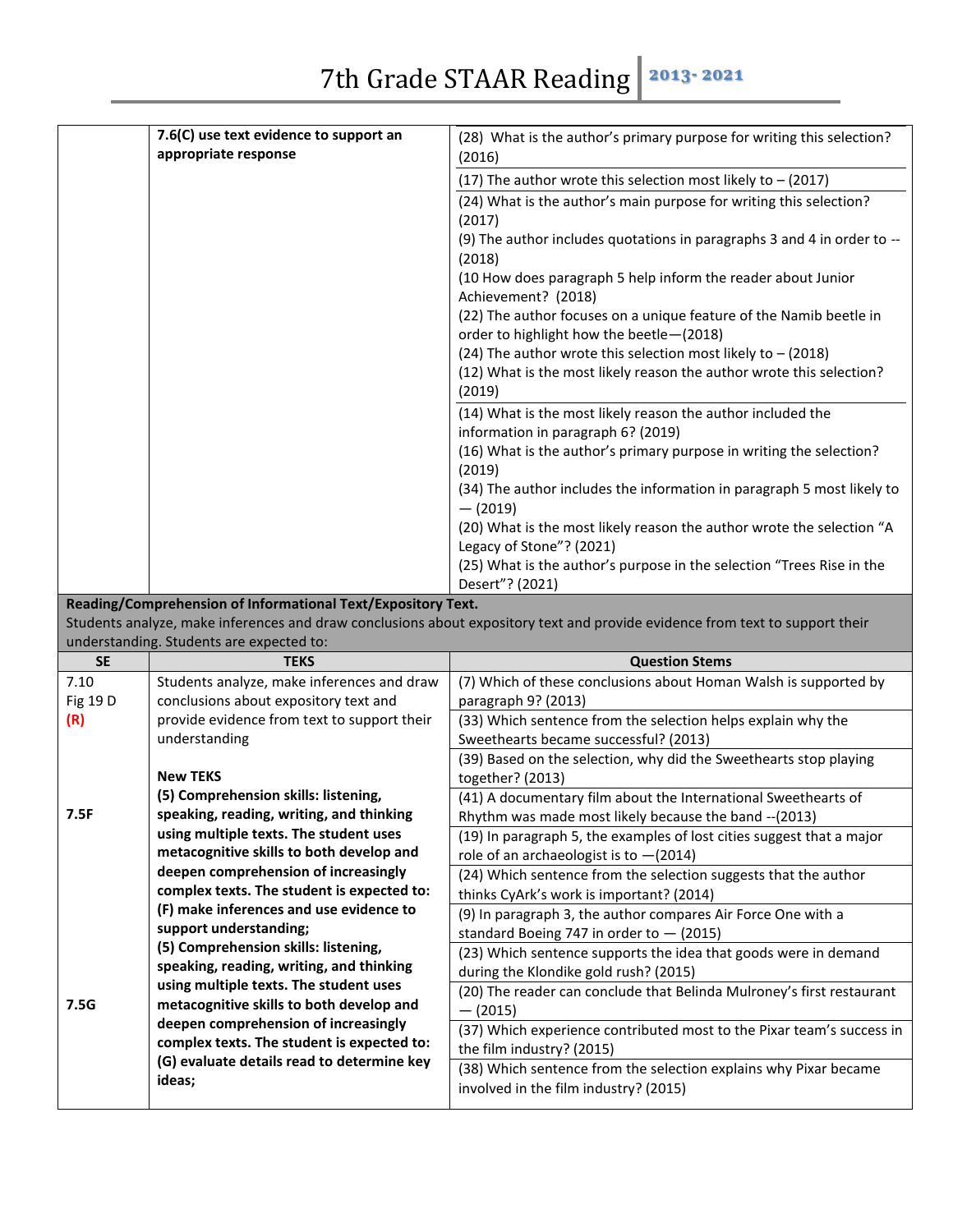| | | |
|---|---|---|
| | **7.6(C) use text evidence to support an appropriate response** | (28) What is the author's primary purpose for writing this selection? (2016)<br>(17) The author wrote this selection most likely to – (2017)<br>(24) What is the author's main purpose for writing this selection? (2017)<br>(9) The author includes quotations in paragraphs 3 and 4 in order to -- (2018)<br>(10 How does paragraph 5 help inform the reader about Junior Achievement? (2018)<br>(22) The author focuses on a unique feature of the Namib beetle in order to highlight how the beetle—(2018)<br>(24) The author wrote this selection most likely to – (2018)<br>(12) What is the most likely reason the author wrote this selection? (2019)<br>(14) What is the most likely reason the author included the information in paragraph 6? (2019)<br>(16) What is the author's primary purpose in writing the selection? (2019)<br>(34) The author includes the information in paragraph 5 most likely to — (2019)<br>(20) What is the most likely reason the author wrote the selection "A Legacy of Stone"? (2021)<br>(25) What is the author's purpose in the selection "Trees Rise in the Desert"? (2021) |

**Reading/Comprehension of Informational Text/Expository Text.**
Students analyze, make inferences and draw conclusions about expository text and provide evidence from text to support their understanding. Students are expected to:

| SE | TEKS | Question Stems |
|---|---|---|
| 7.10<br>Fig 19 D<br>**(R)**<br><br><br><br>**7.5F**<br><br><br><br><br><br><br><br><br>**7.5G** | Students analyze, make inferences and draw conclusions about expository text and provide evidence from text to support their understanding<br><br>**New TEKS**<br>**(5) Comprehension skills: listening, speaking, reading, writing, and thinking using multiple texts. The student uses metacognitive skills to both develop and deepen comprehension of increasingly complex texts. The student is expected to: (F) make inferences and use evidence to support understanding;**<br>**(5) Comprehension skills: listening, speaking, reading, writing, and thinking using multiple texts. The student uses metacognitive skills to both develop and deepen comprehension of increasingly complex texts. The student is expected to: (G) evaluate details read to determine key ideas;** | (7) Which of these conclusions about Homan Walsh is supported by paragraph 9? (2013)<br>(33) Which sentence from the selection helps explain why the Sweethearts became successful? (2013)<br>(39) Based on the selection, why did the Sweethearts stop playing together? (2013)<br>(41) A documentary film about the International Sweethearts of Rhythm was made most likely because the band --(2013)<br>(19) In paragraph 5, the examples of lost cities suggest that a major role of an archaeologist is to —(2014)<br>(24) Which sentence from the selection suggests that the author thinks CyArk's work is important? (2014)<br>(9) In paragraph 3, the author compares Air Force One with a standard Boeing 747 in order to — (2015)<br>(23) Which sentence supports the idea that goods were in demand during the Klondike gold rush? (2015)<br>(20) The reader can conclude that Belinda Mulroney's first restaurant — (2015)<br>(37) Which experience contributed most to the Pixar team's success in the film industry? (2015)<br>(38) Which sentence from the selection explains why Pixar became involved in the film industry? (2015) |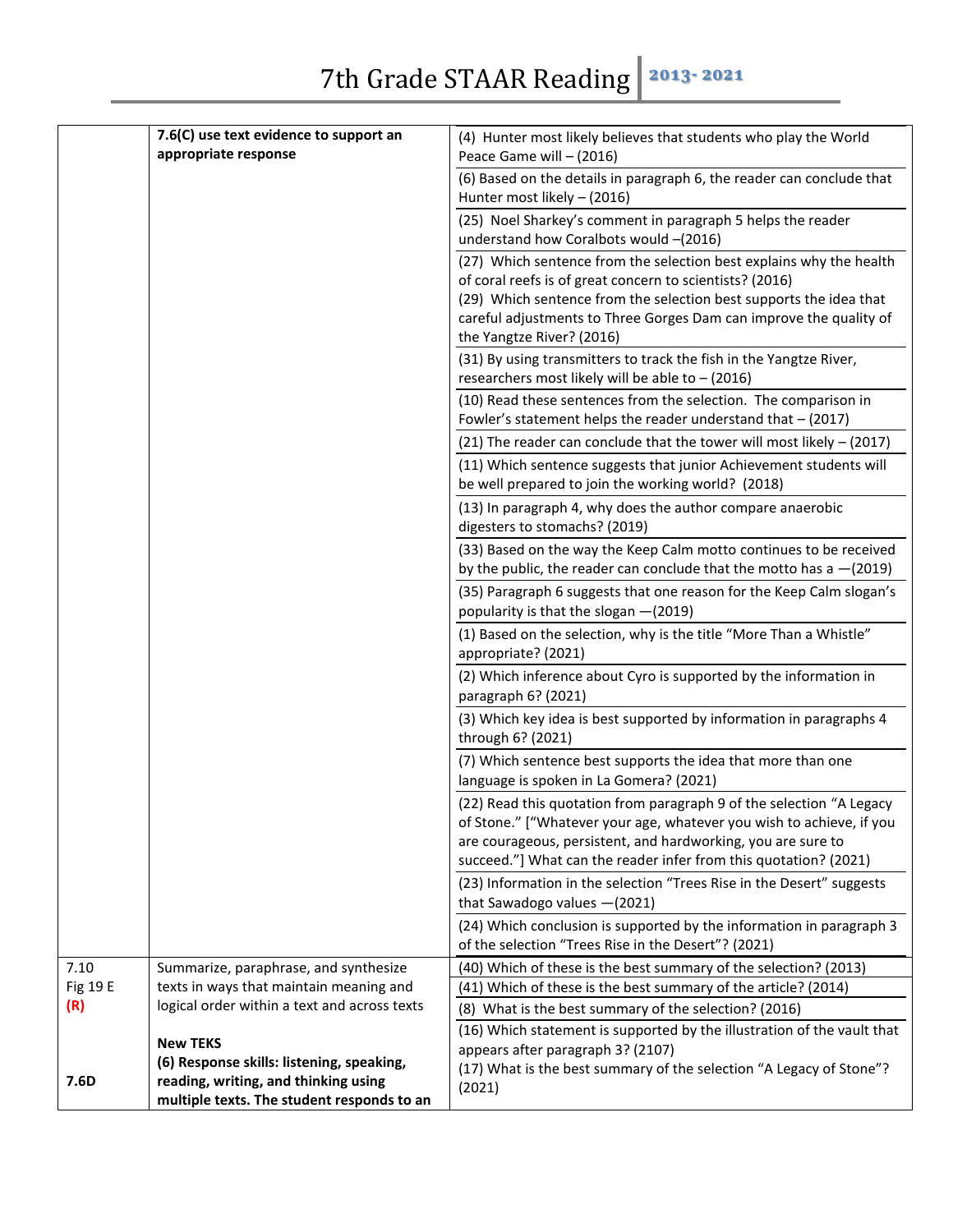# 7th Grade STAAR Reading 2013- 2021

| | | |
|---|---|---|
| | **7.6(C) use text evidence to support an appropriate response** | (4) Hunter most likely believes that students who play the World Peace Game will – (2016) |
| | | (6) Based on the details in paragraph 6, the reader can conclude that Hunter most likely – (2016) |
| | | (25) Noel Sharkey's comment in paragraph 5 helps the reader understand how Coralbots would –(2016) |
| | | (27) Which sentence from the selection best explains why the health of coral reefs is of great concern to scientists? (2016)<br>(29) Which sentence from the selection best supports the idea that careful adjustments to Three Gorges Dam can improve the quality of the Yangtze River? (2016) |
| | | (31) By using transmitters to track the fish in the Yangtze River, researchers most likely will be able to – (2016) |
| | | (10) Read these sentences from the selection. The comparison in Fowler's statement helps the reader understand that – (2017) |
| | | (21) The reader can conclude that the tower will most likely – (2017) |
| | | (11) Which sentence suggests that junior Achievement students will be well prepared to join the working world? (2018) |
| | | (13) In paragraph 4, why does the author compare anaerobic digesters to stomachs? (2019) |
| | | (33) Based on the way the Keep Calm motto continues to be received by the public, the reader can conclude that the motto has a —(2019) |
| | | (35) Paragraph 6 suggests that one reason for the Keep Calm slogan's popularity is that the slogan —(2019) |
| | | (1) Based on the selection, why is the title "More Than a Whistle" appropriate? (2021) |
| | | (2) Which inference about Cyro is supported by the information in paragraph 6? (2021) |
| | | (3) Which key idea is best supported by information in paragraphs 4 through 6? (2021) |
| | | (7) Which sentence best supports the idea that more than one language is spoken in La Gomera? (2021) |
| | | (22) Read this quotation from paragraph 9 of the selection "A Legacy of Stone." ["Whatever your age, whatever you wish to achieve, if you are courageous, persistent, and hardworking, you are sure to succeed."] What can the reader infer from this quotation? (2021) |
| | | (23) Information in the selection "Trees Rise in the Desert" suggests that Sawadogo values —(2021) |
| | | (24) Which conclusion is supported by the information in paragraph 3 of the selection "Trees Rise in the Desert"? (2021) |
| 7.10<br>Fig 19 E<br>**(R)**<br><br>**7.6D** | Summarize, paraphrase, and synthesize texts in ways that maintain meaning and logical order within a text and across texts<br><br>**New TEKS**<br>**(6) Response skills: listening, speaking, reading, writing, and thinking using multiple texts. The student responds to an** | (40) Which of these is the best summary of the selection? (2013) |
| | | (41) Which of these is the best summary of the article? (2014) |
| | | (8) What is the best summary of the selection? (2016) |
| | | (16) Which statement is supported by the illustration of the vault that appears after paragraph 3? (2107)<br>(17) What is the best summary of the selection "A Legacy of Stone"? (2021) |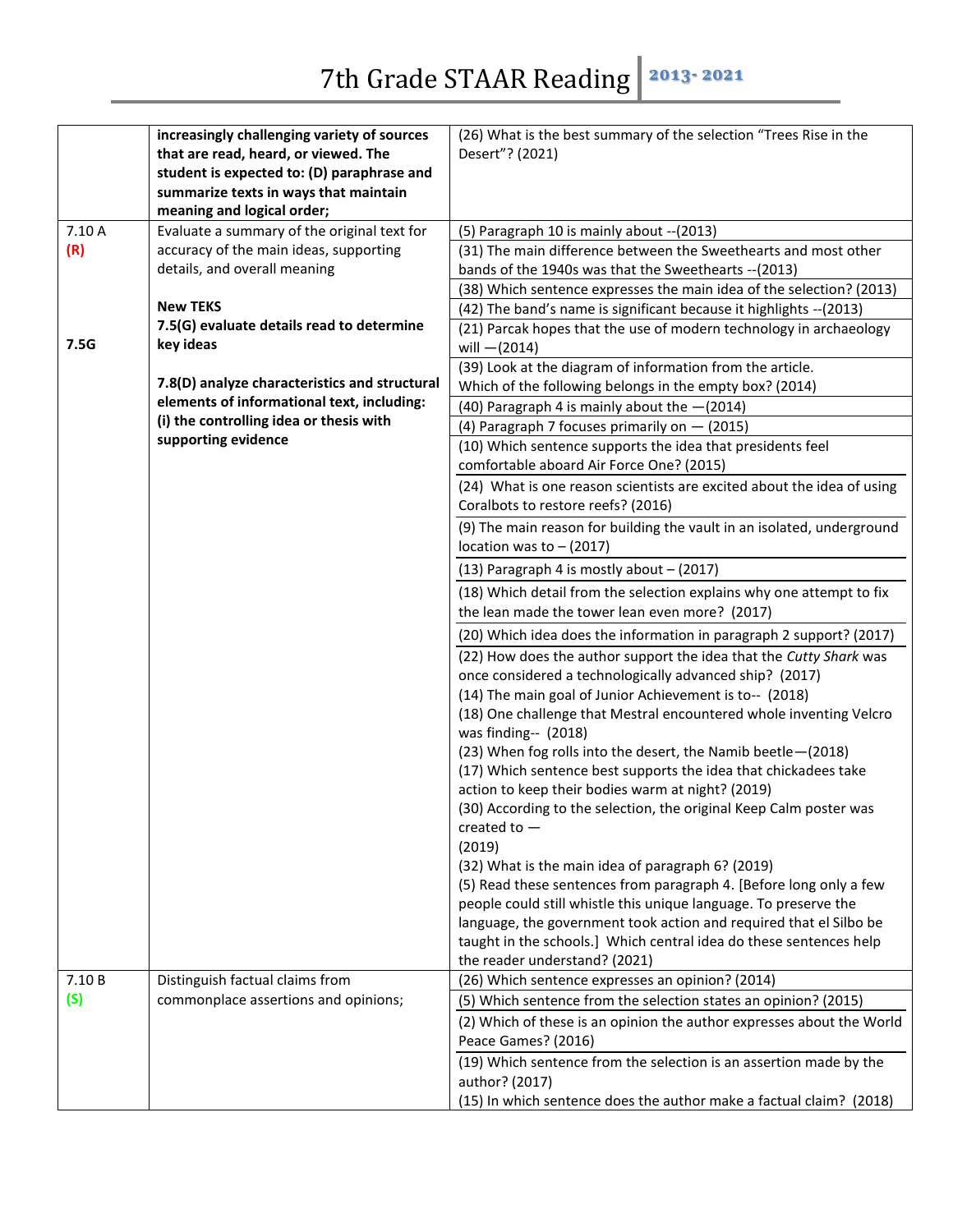# 7th Grade STAAR Reading 2013- 2021

| | | |
|---|---|---|
| | **increasingly challenging variety of sources that are read, heard, or viewed. The student is expected to: (D) paraphrase and summarize texts in ways that maintain meaning and logical order;** | (26) What is the best summary of the selection "Trees Rise in the Desert"? (2021) |
| 7.10 A **(R)** | Evaluate a summary of the original text for accuracy of the main ideas, supporting details, and overall meaning | (5) Paragraph 10 is mainly about --(2013) |
| | | (31) The main difference between the Sweethearts and most other bands of the 1940s was that the Sweethearts --(2013) |
| | **New TEKS** | (38) Which sentence expresses the main idea of the selection? (2013) |
| | | (42) The band's name is significant because it highlights --(2013) |
| **7.5G** | **7.5(G) evaluate details read to determine key ideas** | (21) Parcak hopes that the use of modern technology in archaeology will —(2014) |
| | **7.8(D) analyze characteristics and structural elements of informational text, including: (i) the controlling idea or thesis with supporting evidence** | (39) Look at the diagram of information from the article. Which of the following belongs in the empty box? (2014) |
| | | (40) Paragraph 4 is mainly about the —(2014) |
| | | (4) Paragraph 7 focuses primarily on — (2015) |
| | | (10) Which sentence supports the idea that presidents feel comfortable aboard Air Force One? (2015) |
| | | (24) What is one reason scientists are excited about the idea of using Coralbots to restore reefs? (2016) |
| | | (9) The main reason for building the vault in an isolated, underground location was to – (2017) |
| | | (13) Paragraph 4 is mostly about – (2017) |
| | | (18) Which detail from the selection explains why one attempt to fix the lean made the tower lean even more? (2017) |
| | | (20) Which idea does the information in paragraph 2 support? (2017) |
| | | (22) How does the author support the idea that the *Cutty Shark* was once considered a technologically advanced ship? (2017)<br>(14) The main goal of Junior Achievement is to-- (2018)<br>(18) One challenge that Mestral encountered whole inventing Velcro was finding-- (2018)<br>(23) When fog rolls into the desert, the Namib beetle—(2018)<br>(17) Which sentence best supports the idea that chickadees take action to keep their bodies warm at night? (2019)<br>(30) According to the selection, the original Keep Calm poster was created to —<br>(2019)<br>(32) What is the main idea of paragraph 6? (2019)<br>(5) Read these sentences from paragraph 4. [Before long only a few people could still whistle this unique language. To preserve the language, the government took action and required that el Silbo be taught in the schools.] Which central idea do these sentences help the reader understand? (2021) |
| 7.10 B **(S)** | Distinguish factual claims from commonplace assertions and opinions; | (26) Which sentence expresses an opinion? (2014) |
| | | (5) Which sentence from the selection states an opinion? (2015) |
| | | (2) Which of these is an opinion the author expresses about the World Peace Games? (2016) |
| | | (19) Which sentence from the selection is an assertion made by the author? (2017)<br>(15) In which sentence does the author make a factual claim? (2018) |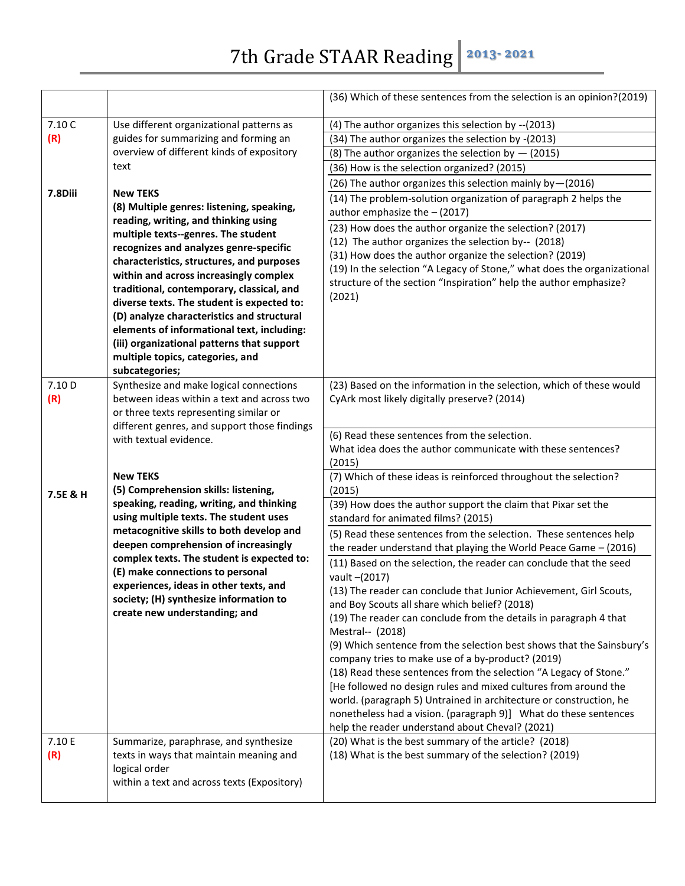| | | |
|---|---|---|
| | | (36) Which of these sentences from the selection is an opinion?(2019) |
| 7.10 C<br>**(R)**<br><br>**7.8Diii** | Use different organizational patterns as guides for summarizing and forming an overview of different kinds of expository text<br><br>**New TEKS**<br>**(8) Multiple genres: listening, speaking, reading, writing, and thinking using multiple texts--genres. The student recognizes and analyzes genre-specific characteristics, structures, and purposes within and across increasingly complex traditional, contemporary, classical, and diverse texts. The student is expected to: (D) analyze characteristics and structural elements of informational text, including: (iii) organizational patterns that support multiple topics, categories, and subcategories;** | (4) The author organizes this selection by --(2013)<br>(34) The author organizes the selection by -(2013)<br>(8) The author organizes the selection by — (2015)<br>(36) How is the selection organized? (2015)<br>(26) The author organizes this selection mainly by—(2016)<br>(14) The problem-solution organization of paragraph 2 helps the author emphasize the – (2017)<br>(23) How does the author organize the selection? (2017)<br>(12) The author organizes the selection by-- (2018)<br>(31) How does the author organize the selection? (2019)<br>(19) In the selection "A Legacy of Stone," what does the organizational structure of the section "Inspiration" help the author emphasize? (2021) |
| 7.10 D<br>**(R)**<br><br>**7.5E & H** | Synthesize and make logical connections between ideas within a text and across two or three texts representing similar or different genres, and support those findings with textual evidence.<br><br>**New TEKS**<br>**(5) Comprehension skills: listening, speaking, reading, writing, and thinking using multiple texts. The student uses metacognitive skills to both develop and deepen comprehension of increasingly complex texts. The student is expected to: (E) make connections to personal experiences, ideas in other texts, and society; (H) synthesize information to create new understanding; and** | (23) Based on the information in the selection, which of these would CyArk most likely digitally preserve? (2014)<br>(6) Read these sentences from the selection. What idea does the author communicate with these sentences? (2015)<br>(7) Which of these ideas is reinforced throughout the selection? (2015)<br>(39) How does the author support the claim that Pixar set the standard for animated films? (2015)<br>(5) Read these sentences from the selection. These sentences help the reader understand that playing the World Peace Game – (2016)<br>(11) Based on the selection, the reader can conclude that the seed vault –(2017)<br>(13) The reader can conclude that Junior Achievement, Girl Scouts, and Boy Scouts all share which belief? (2018)<br>(19) The reader can conclude from the details in paragraph 4 that Mestral-- (2018)<br>(9) Which sentence from the selection best shows that the Sainsbury's company tries to make use of a by-product? (2019)<br>(18) Read these sentences from the selection "A Legacy of Stone." [He followed no design rules and mixed cultures from around the world. (paragraph 5) Untrained in architecture or construction, he nonetheless had a vision. (paragraph 9)] What do these sentences help the reader understand about Cheval? (2021) |
| 7.10 E<br>**(R)** | Summarize, paraphrase, and synthesize texts in ways that maintain meaning and logical order within a text and across texts (Expository) | (20) What is the best summary of the article? (2018)<br>(18) What is the best summary of the selection? (2019) |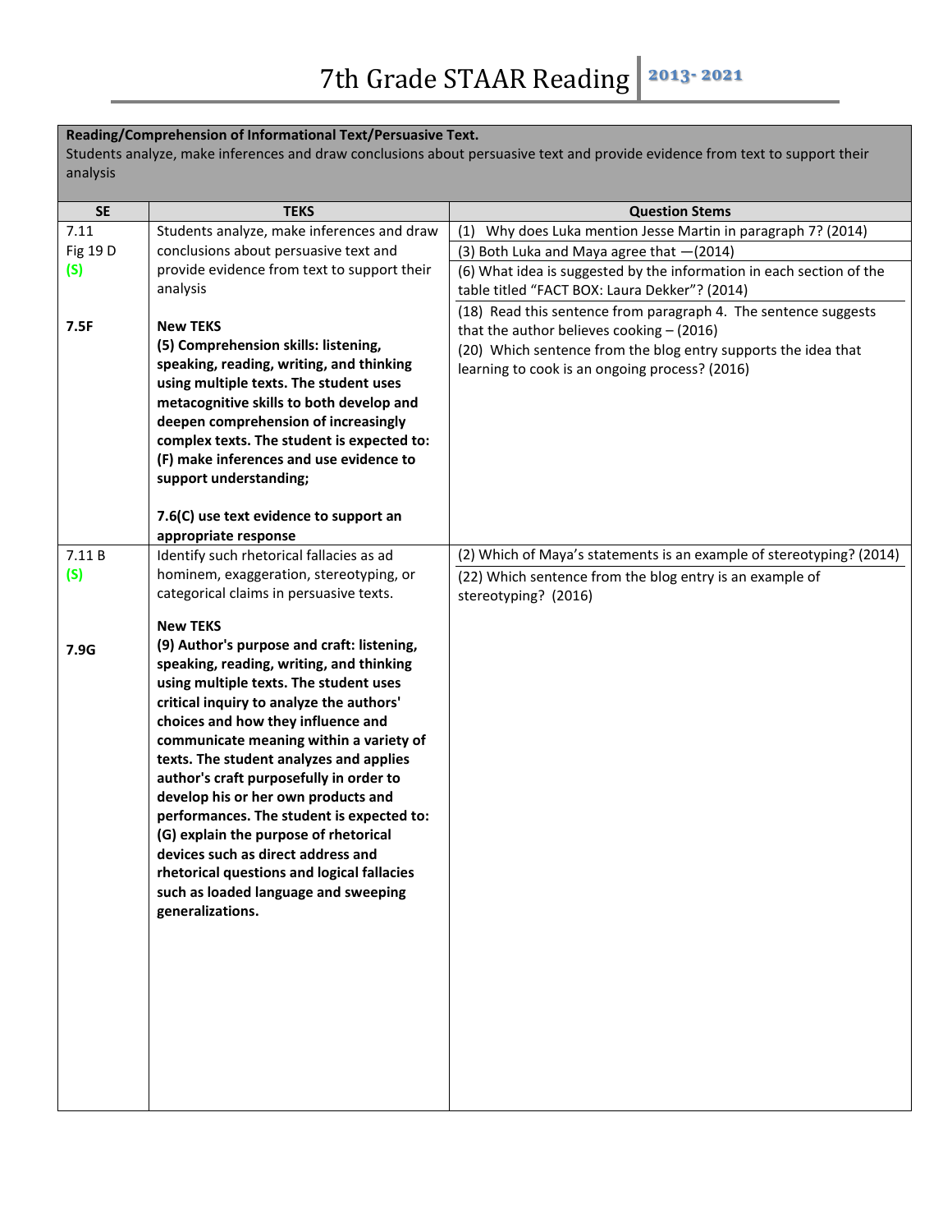# 7th Grade STAAR Reading 2013- 2021

**Reading/Comprehension of Informational Text/Persuasive Text.**
Students analyze, make inferences and draw conclusions about persuasive text and provide evidence from text to support their analysis

| SE | TEKS | Question Stems |
|---|---|---|
| 7.11<br>Fig 19 D<br>(S)<br><br>**7.5F** | Students analyze, make inferences and draw conclusions about persuasive text and provide evidence from text to support their analysis<br><br>**New TEKS**<br>**(5) Comprehension skills: listening, speaking, reading, writing, and thinking using multiple texts. The student uses metacognitive skills to both develop and deepen comprehension of increasingly complex texts. The student is expected to: (F) make inferences and use evidence to support understanding;**<br><br>**7.6(C) use text evidence to support an appropriate response** | (1) Why does Luka mention Jesse Martin in paragraph 7? (2014)<br>(3) Both Luka and Maya agree that —(2014)<br>(6) What idea is suggested by the information in each section of the table titled "FACT BOX: Laura Dekker"? (2014)<br>(18) Read this sentence from paragraph 4. The sentence suggests that the author believes cooking – (2016)<br>(20) Which sentence from the blog entry supports the idea that learning to cook is an ongoing process? (2016) |
| 7.11 B<br>(S)<br><br>**7.9G** | Identify such rhetorical fallacies as ad hominem, exaggeration, stereotyping, or categorical claims in persuasive texts.<br><br>**New TEKS**<br>**(9) Author's purpose and craft: listening, speaking, reading, writing, and thinking using multiple texts. The student uses critical inquiry to analyze the authors' choices and how they influence and communicate meaning within a variety of texts. The student analyzes and applies author's craft purposefully in order to develop his or her own products and performances. The student is expected to: (G) explain the purpose of rhetorical devices such as direct address and rhetorical questions and logical fallacies such as loaded language and sweeping generalizations.** | (2) Which of Maya's statements is an example of stereotyping? (2014)<br>(22) Which sentence from the blog entry is an example of stereotyping? (2016) |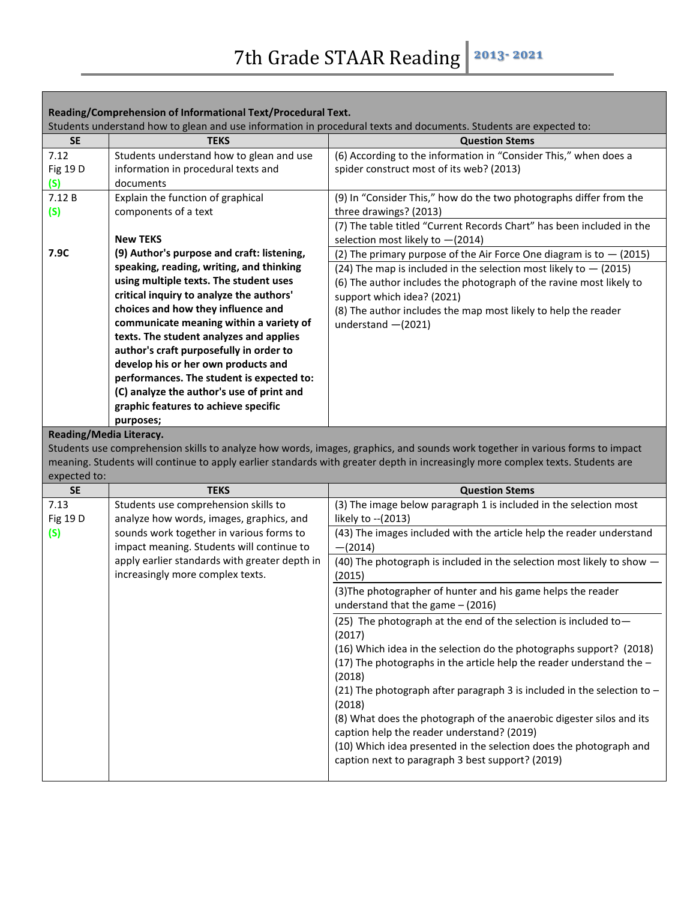# 7th Grade STAAR Reading 2013- 2021

| **Reading/Comprehension of Informational Text/Procedural Text.** Students understand how to glean and use information in procedural texts and documents. Students are expected to: | | |
|---|---|---|
| **SE** | **TEKS** | **Question Stems** |
| 7.12 Fig 19 D (S) | Students understand how to glean and use information in procedural texts and documents | (6) According to the information in "Consider This," when does a spider construct most of its web? (2013) |
| 7.12 B (S) | Explain the function of graphical components of a text | (9) In "Consider This," how do the two photographs differ from the three drawings? (2013) |
| | **New TEKS** | (7) The table titled "Current Records Chart" has been included in the selection most likely to —(2014) |
| **7.9C** | **(9) Author's purpose and craft: listening, speaking, reading, writing, and thinking using multiple texts. The student uses critical inquiry to analyze the authors' choices and how they influence and communicate meaning within a variety of texts. The student analyzes and applies author's craft purposefully in order to develop his or her own products and performances. The student is expected to: (C) analyze the author's use of print and graphic features to achieve specific purposes;** | (2) The primary purpose of the Air Force One diagram is to — (2015)<br>(24) The map is included in the selection most likely to — (2015)<br>(6) The author includes the photograph of the ravine most likely to support which idea? (2021)<br>(8) The author includes the map most likely to help the reader understand —(2021) |

| **Reading/Media Literacy.** Students use comprehension skills to analyze how words, images, graphics, and sounds work together in various forms to impact meaning. Students will continue to apply earlier standards with greater depth in increasingly more complex texts. Students are expected to: | | |
|---|---|---|
| **SE** | **TEKS** | **Question Stems** |
| 7.13 Fig 19 D (S) | Students use comprehension skills to analyze how words, images, graphics, and sounds work together in various forms to impact meaning. Students will continue to apply earlier standards with greater depth in increasingly more complex texts. | (3) The image below paragraph 1 is included in the selection most likely to --(2013)<br>(43) The images included with the article help the reader understand —(2014)<br>(40) The photograph is included in the selection most likely to show — (2015)<br>(3)The photographer of hunter and his game helps the reader understand that the game – (2016)<br>(25) The photograph at the end of the selection is included to— (2017)<br>(16) Which idea in the selection do the photographs support? (2018)<br>(17) The photographs in the article help the reader understand the – (2018)<br>(21) The photograph after paragraph 3 is included in the selection to – (2018)<br>(8) What does the photograph of the anaerobic digester silos and its caption help the reader understand? (2019)<br>(10) Which idea presented in the selection does the photograph and caption next to paragraph 3 best support? (2019) |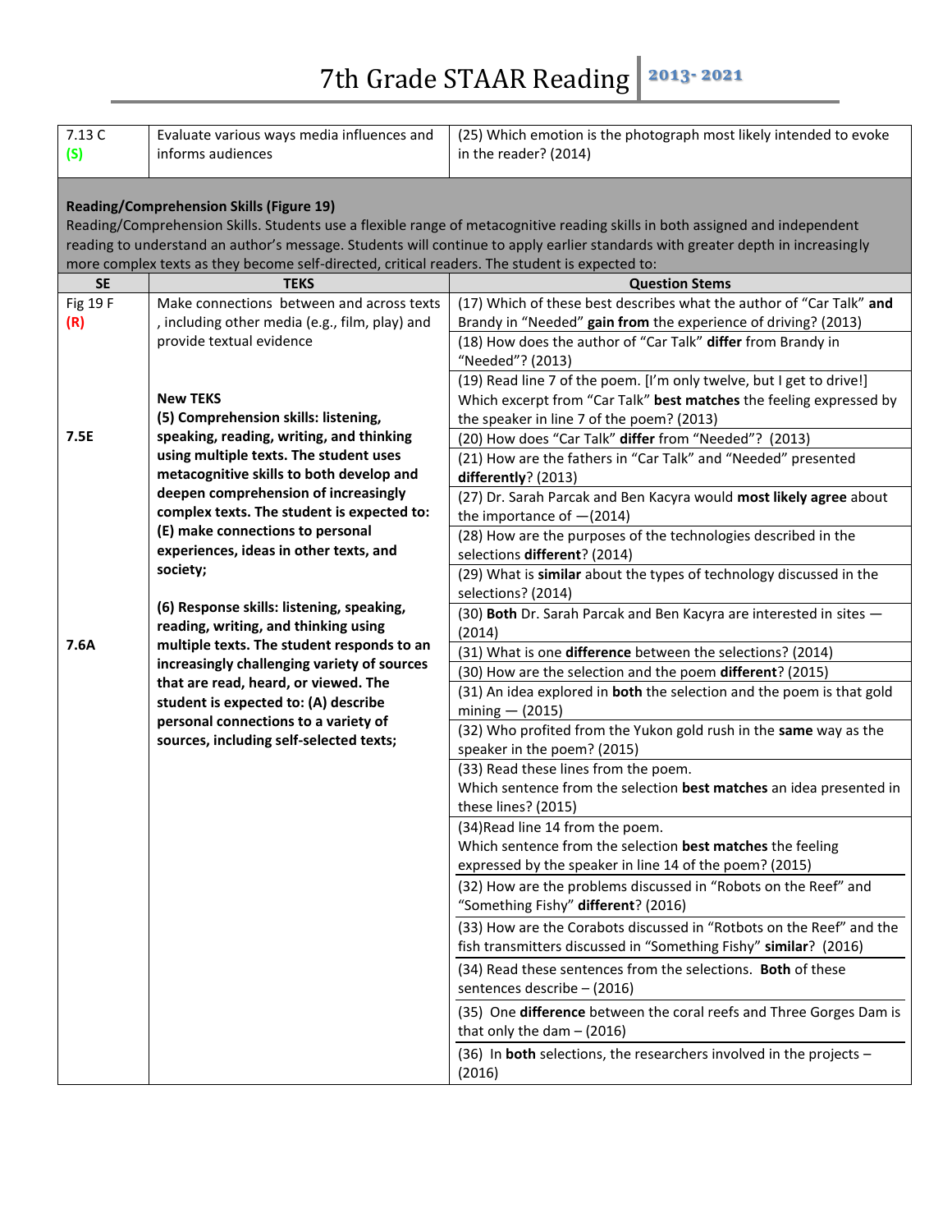| SE | TEKS | Question Stems |
| --- | --- | --- |
| 7.13 C **(S)** | Evaluate various ways media influences and informs audiences | (25) Which emotion is the photograph most likely intended to evoke in the reader? (2014) |

**Reading/Comprehension Skills (Figure 19)**
Reading/Comprehension Skills. Students use a flexible range of metacognitive reading skills in both assigned and independent reading to understand an author's message. Students will continue to apply earlier standards with greater depth in increasingly more complex texts as they become self-directed, critical readers. The student is expected to:

| SE | TEKS | Question Stems |
| --- | --- | --- |
| Fig 19 F **(R)** | Make connections between and across texts , including other media (e.g., film, play) and provide textual evidence | (17) Which of these best describes what the author of "Car Talk" **and** Brandy in "Needed" **gain from** the experience of driving? (2013) |
| | | (18) How does the author of "Car Talk" **differ** from Brandy in "Needed"? (2013) |
| | **New TEKS** | (19) Read line 7 of the poem. [I'm only twelve, but I get to drive!] Which excerpt from "Car Talk" **best matches** the feeling expressed by the speaker in line 7 of the poem? (2013) |
| 7.5E | **(5) Comprehension skills: listening, speaking, reading, writing, and thinking using multiple texts. The student uses metacognitive skills to both develop and deepen comprehension of increasingly complex texts. The student is expected to: (E) make connections to personal experiences, ideas in other texts, and society;** | (20) How does "Car Talk" **differ** from "Needed"? (2013) |
| | | (21) How are the fathers in "Car Talk" and "Needed" presented **differently**? (2013) |
| | | (27) Dr. Sarah Parcak and Ben Kacyra would **most likely agree** about the importance of —(2014) |
| | | (28) How are the purposes of the technologies described in the selections **different**? (2014) |
| | | (29) What is **similar** about the types of technology discussed in the selections? (2014) |
| | | (30) **Both** Dr. Sarah Parcak and Ben Kacyra are interested in sites — (2014) |
| 7.6A | **(6) Response skills: listening, speaking, reading, writing, and thinking using multiple texts. The student responds to an increasingly challenging variety of sources that are read, heard, or viewed. The student is expected to: (A) describe personal connections to a variety of sources, including self-selected texts;** | (31) What is one **difference** between the selections? (2014) |
| | | (30) How are the selection and the poem **different**? (2015) |
| | | (31) An idea explored in **both** the selection and the poem is that gold mining — (2015) |
| | | (32) Who profited from the Yukon gold rush in the **same** way as the speaker in the poem? (2015) |
| | | (33) Read these lines from the poem. Which sentence from the selection **best matches** an idea presented in these lines? (2015) |
| | | (34)Read line 14 from the poem. Which sentence from the selection **best matches** the feeling expressed by the speaker in line 14 of the poem? (2015) |
| | | (32) How are the problems discussed in "Robots on the Reef" and "Something Fishy" **different**? (2016) |
| | | (33) How are the Corabots discussed in "Rotbots on the Reef" and the fish transmitters discussed in "Something Fishy" **similar**? (2016) |
| | | (34) Read these sentences from the selections. **Both** of these sentences describe – (2016) |
| | | (35) One **difference** between the coral reefs and Three Gorges Dam is that only the dam – (2016) |
| | | (36) In **both** selections, the researchers involved in the projects – (2016) |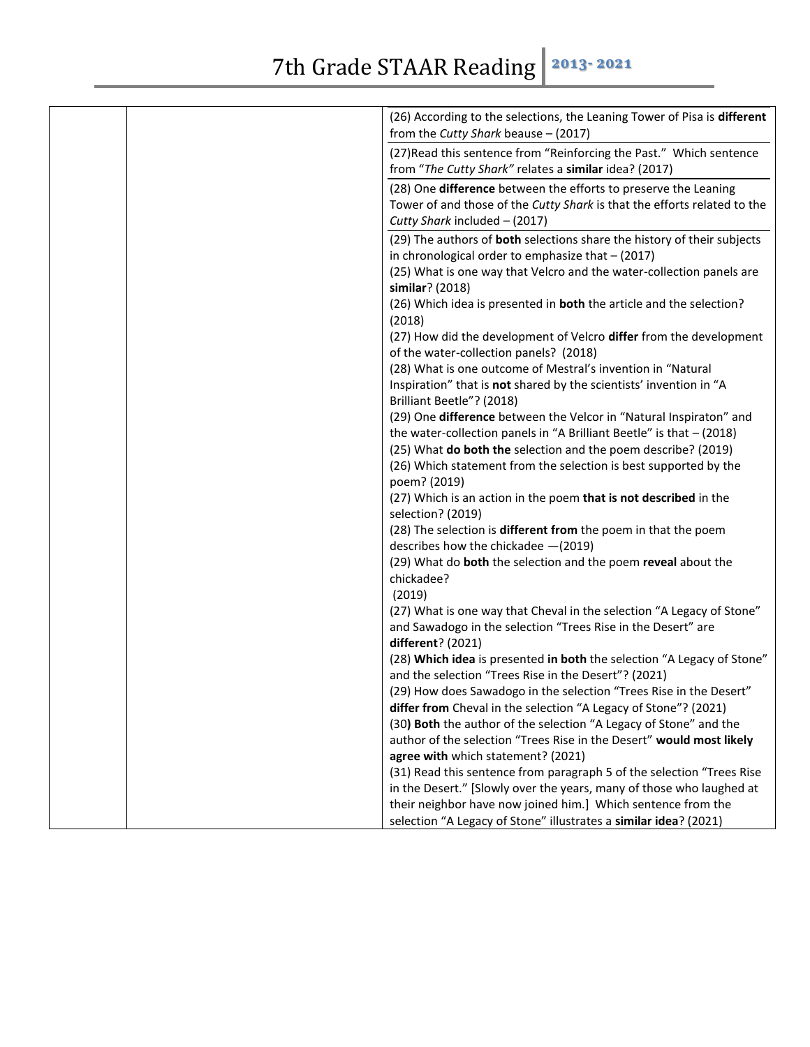| | | |
|---|---|---|
| | | (26) According to the selections, the Leaning Tower of Pisa is **different** from the *Cutty Shark* beause – (2017) |
| | | (27)Read this sentence from "Reinforcing the Past." Which sentence from "*The Cutty Shark"* relates a **similar** idea? (2017) |
| | | (28) One **difference** between the efforts to preserve the Leaning Tower of and those of the *Cutty Shark* is that the efforts related to the *Cutty Shark* included – (2017) |
| | | (29) The authors of **both** selections share the history of their subjects in chronological order to emphasize that – (2017)<br>(25) What is one way that Velcro and the water-collection panels are **similar**? (2018)<br>(26) Which idea is presented in **both** the article and the selection? (2018)<br>(27) How did the development of Velcro **differ** from the development of the water-collection panels? (2018)<br>(28) What is one outcome of Mestral's invention in "Natural Inspiration" that is **not** shared by the scientists' invention in "A Brilliant Beetle"? (2018)<br>(29) One **difference** between the Velcor in "Natural Inspiraton" and the water-collection panels in "A Brilliant Beetle" is that – (2018)<br>(25) What **do both the** selection and the poem describe? (2019)<br>(26) Which statement from the selection is best supported by the poem? (2019)<br>(27) Which is an action in the poem **that is not described** in the selection? (2019)<br>(28) The selection is **different from** the poem in that the poem describes how the chickadee —(2019)<br>(29) What do **both** the selection and the poem **reveal** about the chickadee?<br>(2019)<br>(27) What is one way that Cheval in the selection "A Legacy of Stone" and Sawadogo in the selection "Trees Rise in the Desert" are **different**? (2021)<br>(28) **Which idea** is presented **in both** the selection "A Legacy of Stone" and the selection "Trees Rise in the Desert"? (2021)<br>(29) How does Sawadogo in the selection "Trees Rise in the Desert" **differ from** Cheval in the selection "A Legacy of Stone"? (2021)<br>(30**) Both** the author of the selection "A Legacy of Stone" and the author of the selection "Trees Rise in the Desert" **would most likely agree with** which statement? (2021)<br>(31) Read this sentence from paragraph 5 of the selection "Trees Rise in the Desert." [Slowly over the years, many of those who laughed at their neighbor have now joined him.] Which sentence from the selection "A Legacy of Stone" illustrates a **similar idea**? (2021) |